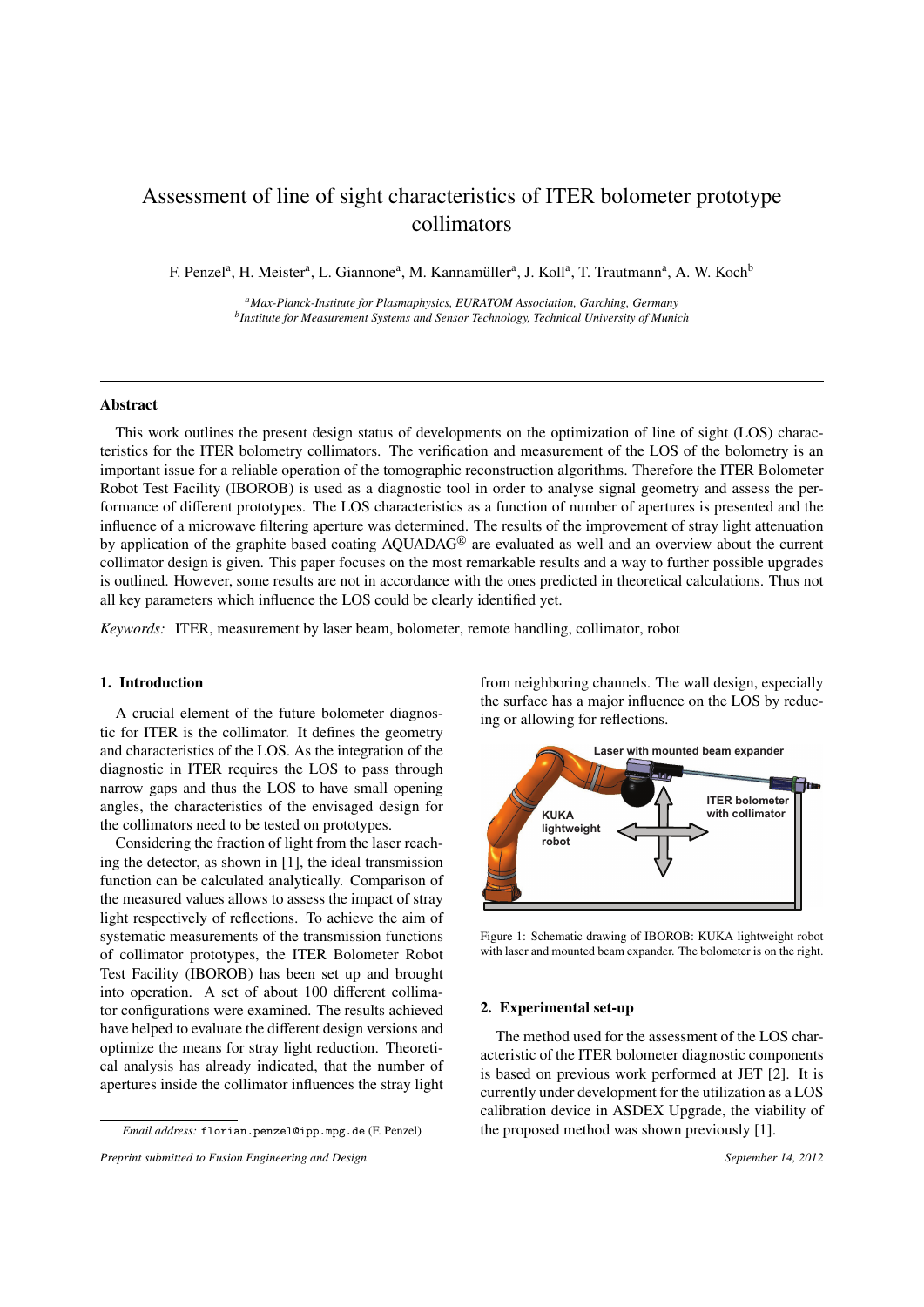# Assessment of line of sight characteristics of ITER bolometer prototype collimators

F. Penzel[a], H. Meister[a], L. Giannone[a], M. Kannamüller[a], J. Koll[a], T. Trautmann[a], A. W. Koch[b]

[a] *Max-Planck-Institute for Plasmaphysics, EURATOM Association, Garching, Germany*
[b] *Institute for Measurement Systems and Sensor Technology, Technical University of Munich*

## Abstract

This work outlines the present design status of developments on the optimization of line of sight (LOS) characteristics for the ITER bolometry collimators. The verification and measurement of the LOS of the bolometry is an important issue for a reliable operation of the tomographic reconstruction algorithms. Therefore the ITER Bolometer Robot Test Facility (IBOROB) is used as a diagnostic tool in order to analyse signal geometry and assess the performance of different prototypes. The LOS characteristics as a function of number of apertures is presented and the influence of a microwave filtering aperture was determined. The results of the improvement of stray light attenuation by application of the graphite based coating AQUADAG® are evaluated as well and an overview about the current collimator design is given. This paper focuses on the most remarkable results and a way to further possible upgrades is outlined. However, some results are not in accordance with the ones predicted in theoretical calculations. Thus not all key parameters which influence the LOS could be clearly identified yet.

*Keywords:* ITER, measurement by laser beam, bolometer, remote handling, collimator, robot

## 1. Introduction

A crucial element of the future bolometer diagnostic for ITER is the collimator. It defines the geometry and characteristics of the LOS. As the integration of the diagnostic in ITER requires the LOS to pass through narrow gaps and thus the LOS to have small opening angles, the characteristics of the envisaged design for the collimators need to be tested on prototypes.

Considering the fraction of light from the laser reaching the detector, as shown in [1], the ideal transmission function can be calculated analytically. Comparison of the measured values allows to assess the impact of stray light respectively of reflections. To achieve the aim of systematic measurements of the transmission functions of collimator prototypes, the ITER Bolometer Robot Test Facility (IBOROB) has been set up and brought into operation. A set of about 100 different collimator configurations were examined. The results achieved have helped to evaluate the different design versions and optimize the means for stray light reduction. Theoretical analysis has already indicated, that the number of apertures inside the collimator influences the stray light from neighboring channels. The wall design, especially the surface has a major influence on the LOS by reducing or allowing for reflections.

Figure 1: Schematic drawing of IBOROB: KUKA lightweight robot with laser and mounted beam expander. The bolometer is on the right.

## 2. Experimental set-up

The method used for the assessment of the LOS characteristic of the ITER bolometer diagnostic components is based on previous work performed at JET [2]. It is currently under development for the utilization as a LOS calibration device in ASDEX Upgrade, the viability of the proposed method was shown previously [1].

*Email address:* florian.penzel@ipp.mpg.de (F. Penzel)

*Preprint submitted to Fusion Engineering and Design* — *September 14, 2012*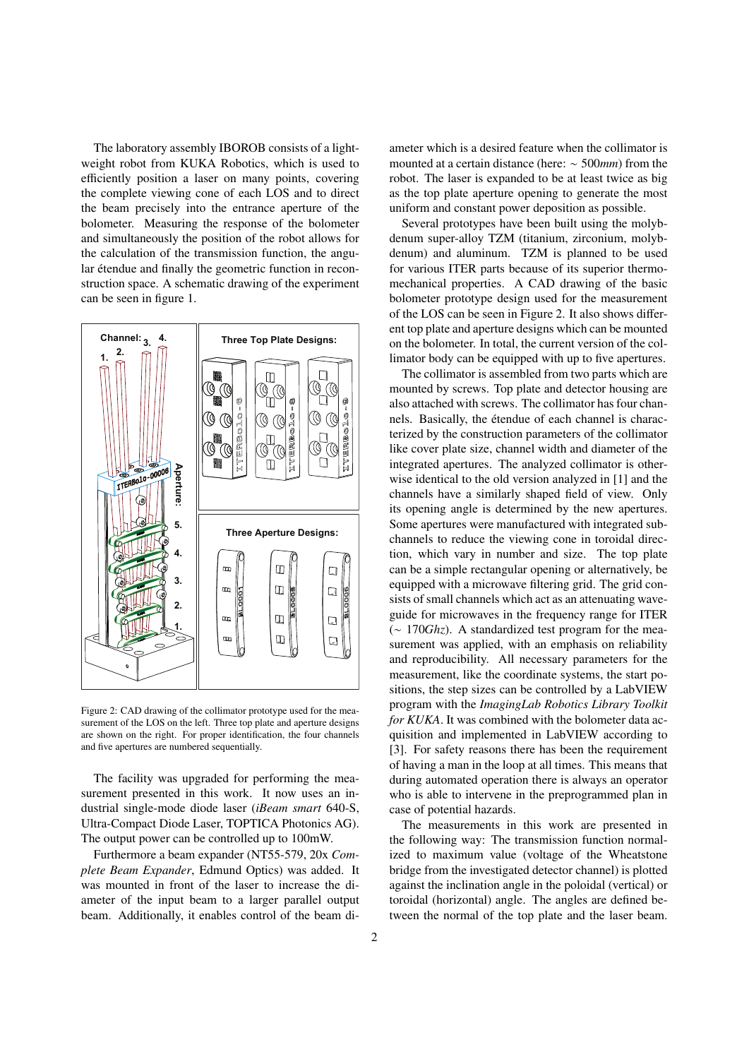The laboratory assembly IBOROB consists of a lightweight robot from KUKA Robotics, which is used to efficiently position a laser on many points, covering the complete viewing cone of each LOS and to direct the beam precisely into the entrance aperture of the bolometer. Measuring the response of the bolometer and simultaneously the position of the robot allows for the calculation of the transmission function, the angular étendue and finally the geometric function in reconstruction space. A schematic drawing of the experiment can be seen in figure 1.

Figure 2: CAD drawing of the collimator prototype used for the measurement of the LOS on the left. Three top plate and aperture designs are shown on the right. For proper identification, the four channels and five apertures are numbered sequentially.

The facility was upgraded for performing the measurement presented in this work. It now uses an industrial single-mode diode laser (*iBeam smart* 640-S, Ultra-Compact Diode Laser, TOPTICA Photonics AG). The output power can be controlled up to 100mW.

Furthermore a beam expander (NT55-579, 20x *Complete Beam Expander*, Edmund Optics) was added. It was mounted in front of the laser to increase the diameter of the input beam to a larger parallel output beam. Additionally, it enables control of the beam diameter which is a desired feature when the collimator is mounted at a certain distance (here: $\sim 500mm$) from the robot. The laser is expanded to be at least twice as big as the top plate aperture opening to generate the most uniform and constant power deposition as possible.

Several prototypes have been built using the molybdenum super-alloy TZM (titanium, zirconium, molybdenum) and aluminum. TZM is planned to be used for various ITER parts because of its superior thermomechanical properties. A CAD drawing of the basic bolometer prototype design used for the measurement of the LOS can be seen in Figure 2. It also shows different top plate and aperture designs which can be mounted on the bolometer. In total, the current version of the collimator body can be equipped with up to five apertures.

The collimator is assembled from two parts which are mounted by screws. Top plate and detector housing are also attached with screws. The collimator has four channels. Basically, the étendue of each channel is characterized by the construction parameters of the collimator like cover plate size, channel width and diameter of the integrated apertures. The analyzed collimator is otherwise identical to the old version analyzed in [1] and the channels have a similarly shaped field of view. Only its opening angle is determined by the new apertures. Some apertures were manufactured with integrated subchannels to reduce the viewing cone in toroidal direction, which vary in number and size. The top plate can be a simple rectangular opening or alternatively, be equipped with a microwave filtering grid. The grid consists of small channels which act as an attenuating waveguide for microwaves in the frequency range for ITER ($\sim 170Ghz$). A standardized test program for the measurement was applied, with an emphasis on reliability and reproducibility. All necessary parameters for the measurement, like the coordinate systems, the start positions, the step sizes can be controlled by a LabVIEW program with the *ImagingLab Robotics Library Toolkit for KUKA*. It was combined with the bolometer data acquisition and implemented in LabVIEW according to [3]. For safety reasons there has been the requirement of having a man in the loop at all times. This means that during automated operation there is always an operator who is able to intervene in the preprogrammed plan in case of potential hazards.

The measurements in this work are presented in the following way: The transmission function normalized to maximum value (voltage of the Wheatstone bridge from the investigated detector channel) is plotted against the inclination angle in the poloidal (vertical) or toroidal (horizontal) angle. The angles are defined between the normal of the top plate and the laser beam.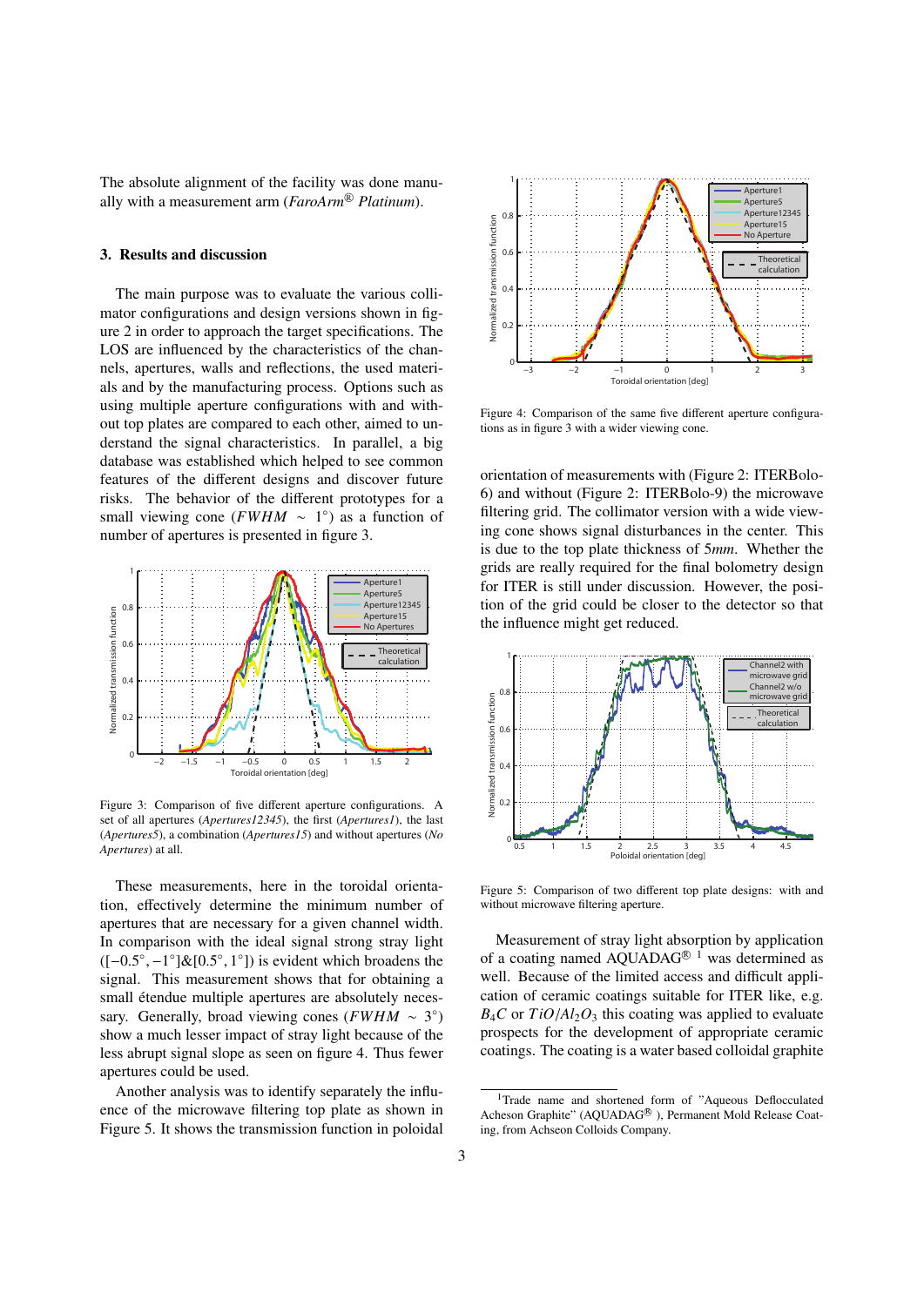The absolute alignment of the facility was done manually with a measurement arm (*FaroArm® Platinum*).

## 3. Results and discussion

The main purpose was to evaluate the various collimator configurations and design versions shown in figure 2 in order to approach the target specifications. The LOS are influenced by the characteristics of the channels, apertures, walls and reflections, the used materials and by the manufacturing process. Options such as using multiple aperture configurations with and without top plates are compared to each other, aimed to understand the signal characteristics. In parallel, a big database was established which helped to see common features of the different designs and discover future risks. The behavior of the different prototypes for a small viewing cone ($FWHM \sim 1^{\circ}$) as a function of number of apertures is presented in figure 3.

Figure 3: Comparison of five different aperture configurations. A set of all apertures (*Apertures12345*), the first (*Apertures1*), the last (*Apertures5*), a combination (*Apertures15*) and without apertures (*No Apertures*) at all.

These measurements, here in the toroidal orientation, effectively determine the minimum number of apertures that are necessary for a given channel width. In comparison with the ideal signal strong stray light ($[-0.5^{\circ}, -1^{\circ}]\&[0.5^{\circ}, 1^{\circ}]$) is evident which broadens the signal. This measurement shows that for obtaining a small étendue multiple apertures are absolutely necessary. Generally, broad viewing cones ($FWHM \sim 3^{\circ}$) show a much lesser impact of stray light because of the less abrupt signal slope as seen on figure 4. Thus fewer apertures could be used.

Another analysis was to identify separately the influence of the microwave filtering top plate as shown in Figure 5. It shows the transmission function in poloidal

Figure 4: Comparison of the same five different aperture configurations as in figure 3 with a wider viewing cone.

orientation of measurements with (Figure 2: ITERBolo-6) and without (Figure 2: ITERBolo-9) the microwave filtering grid. The collimator version with a wide viewing cone shows signal disturbances in the center. This is due to the top plate thickness of $5mm$. Whether the grids are really required for the final bolometry design for ITER is still under discussion. However, the position of the grid could be closer to the detector so that the influence might get reduced.

Figure 5: Comparison of two different top plate designs: with and without microwave filtering aperture.

Measurement of stray light absorption by application of a coating named AQUADAG® [1] was determined as well. Because of the limited access and difficult application of ceramic coatings suitable for ITER like, e.g. $B_4C$ or $TiO/Al_2O_3$ this coating was applied to evaluate prospects for the development of appropriate ceramic coatings. The coating is a water based colloidal graphite

[1] Trade name and shortened form of "Aqueous Deflocculated Acheson Graphite" (AQUADAG® ), Permanent Mold Release Coating, from Achseon Colloids Company.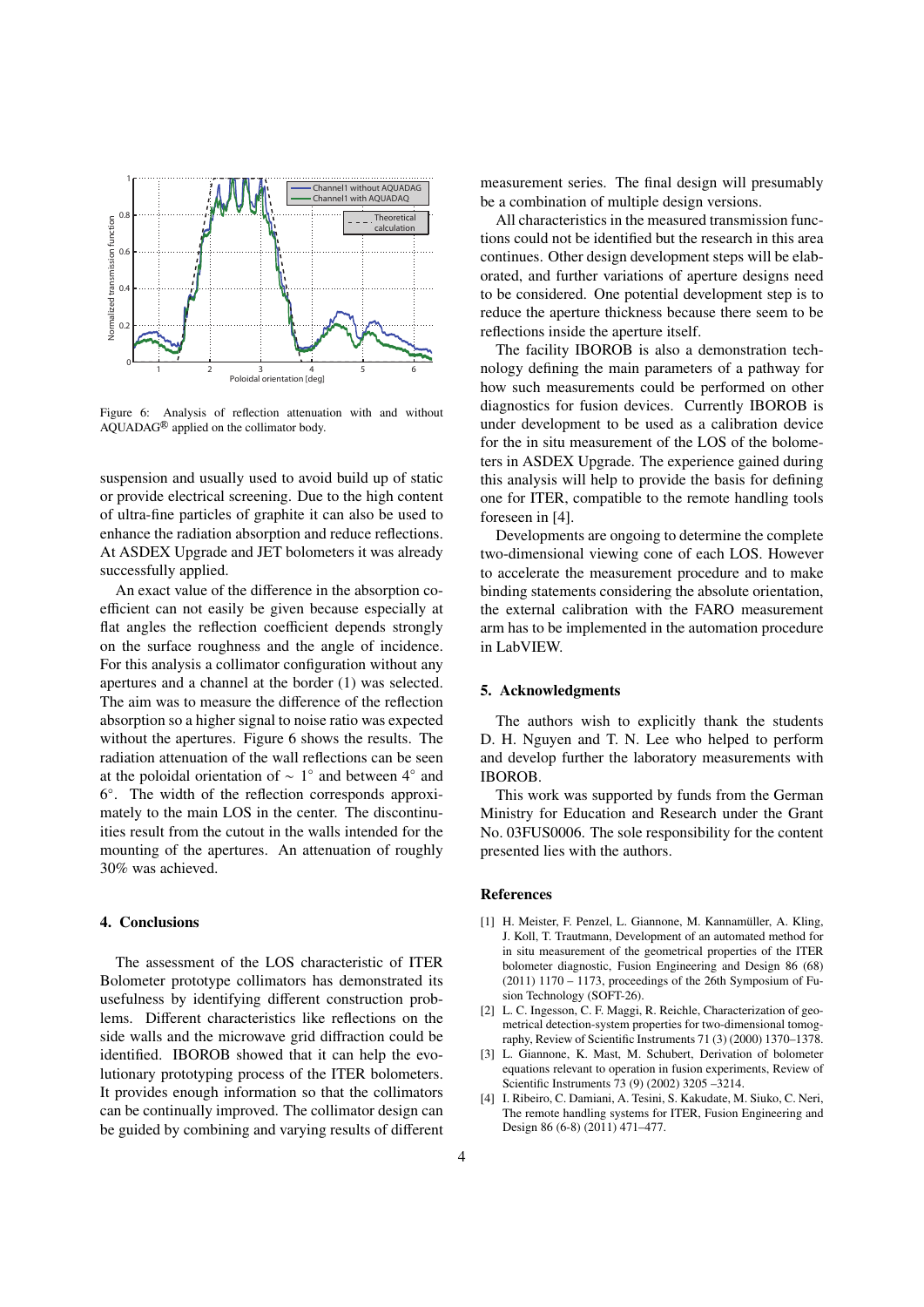Channel1 without AQUADAG
Channel1 with AQUADAQ
Theoretical calculation
Normalized transmission function
Poloidal orientation [deg]
0
0.2
0.4
0.6
0.8
1
1
2
3
4
5
6

Figure 6: Analysis of reflection attenuation with and without AQUADAG® applied on the collimator body.

suspension and usually used to avoid build up of static or provide electrical screening. Due to the high content of ultra-fine particles of graphite it can also be used to enhance the radiation absorption and reduce reflections. At ASDEX Upgrade and JET bolometers it was already successfully applied.

An exact value of the difference in the absorption coefficient can not easily be given because especially at flat angles the reflection coefficient depends strongly on the surface roughness and the angle of incidence. For this analysis a collimator configuration without any apertures and a channel at the border (1) was selected. The aim was to measure the difference of the reflection absorption so a higher signal to noise ratio was expected without the apertures. Figure 6 shows the results. The radiation attenuation of the wall reflections can be seen at the poloidal orientation of $\sim 1^{\circ}$ and between $4^{\circ}$ and $6^{\circ}$. The width of the reflection corresponds approximately to the main LOS in the center. The discontinuities result from the cutout in the walls intended for the mounting of the apertures. An attenuation of roughly 30% was achieved.

## 4. Conclusions

The assessment of the LOS characteristic of ITER Bolometer prototype collimators has demonstrated its usefulness by identifying different construction problems. Different characteristics like reflections on the side walls and the microwave grid diffraction could be identified. IBOROB showed that it can help the evolutionary prototyping process of the ITER bolometers. It provides enough information so that the collimators can be continually improved. The collimator design can be guided by combining and varying results of different measurement series. The final design will presumably be a combination of multiple design versions.

All characteristics in the measured transmission functions could not be identified but the research in this area continues. Other design development steps will be elaborated, and further variations of aperture designs need to be considered. One potential development step is to reduce the aperture thickness because there seem to be reflections inside the aperture itself.

The facility IBOROB is also a demonstration technology defining the main parameters of a pathway for how such measurements could be performed on other diagnostics for fusion devices. Currently IBOROB is under development to be used as a calibration device for the in situ measurement of the LOS of the bolometers in ASDEX Upgrade. The experience gained during this analysis will help to provide the basis for defining one for ITER, compatible to the remote handling tools foreseen in [4].

Developments are ongoing to determine the complete two-dimensional viewing cone of each LOS. However to accelerate the measurement procedure and to make binding statements considering the absolute orientation, the external calibration with the FARO measurement arm has to be implemented in the automation procedure in LabVIEW.

## 5. Acknowledgments

The authors wish to explicitly thank the students D. H. Nguyen and T. N. Lee who helped to perform and develop further the laboratory measurements with IBOROB.

This work was supported by funds from the German Ministry for Education and Research under the Grant No. 03FUS0006. The sole responsibility for the content presented lies with the authors.

## References

[1] H. Meister, F. Penzel, L. Giannone, M. Kannamüller, A. Kling, J. Koll, T. Trautmann, Development of an automated method for in situ measurement of the geometrical properties of the ITER bolometer diagnostic, Fusion Engineering and Design 86 (68) (2011) 1170 – 1173, proceedings of the 26th Symposium of Fusion Technology (SOFT-26).

[2] L. C. Ingesson, C. F. Maggi, R. Reichle, Characterization of geometrical detection-system properties for two-dimensional tomography, Review of Scientific Instruments 71 (3) (2000) 1370–1378.

[3] L. Giannone, K. Mast, M. Schubert, Derivation of bolometer equations relevant to operation in fusion experiments, Review of Scientific Instruments 73 (9) (2002) 3205 –3214.

[4] I. Ribeiro, C. Damiani, A. Tesini, S. Kakudate, M. Siuko, C. Neri, The remote handling systems for ITER, Fusion Engineering and Design 86 (6-8) (2011) 471–477.